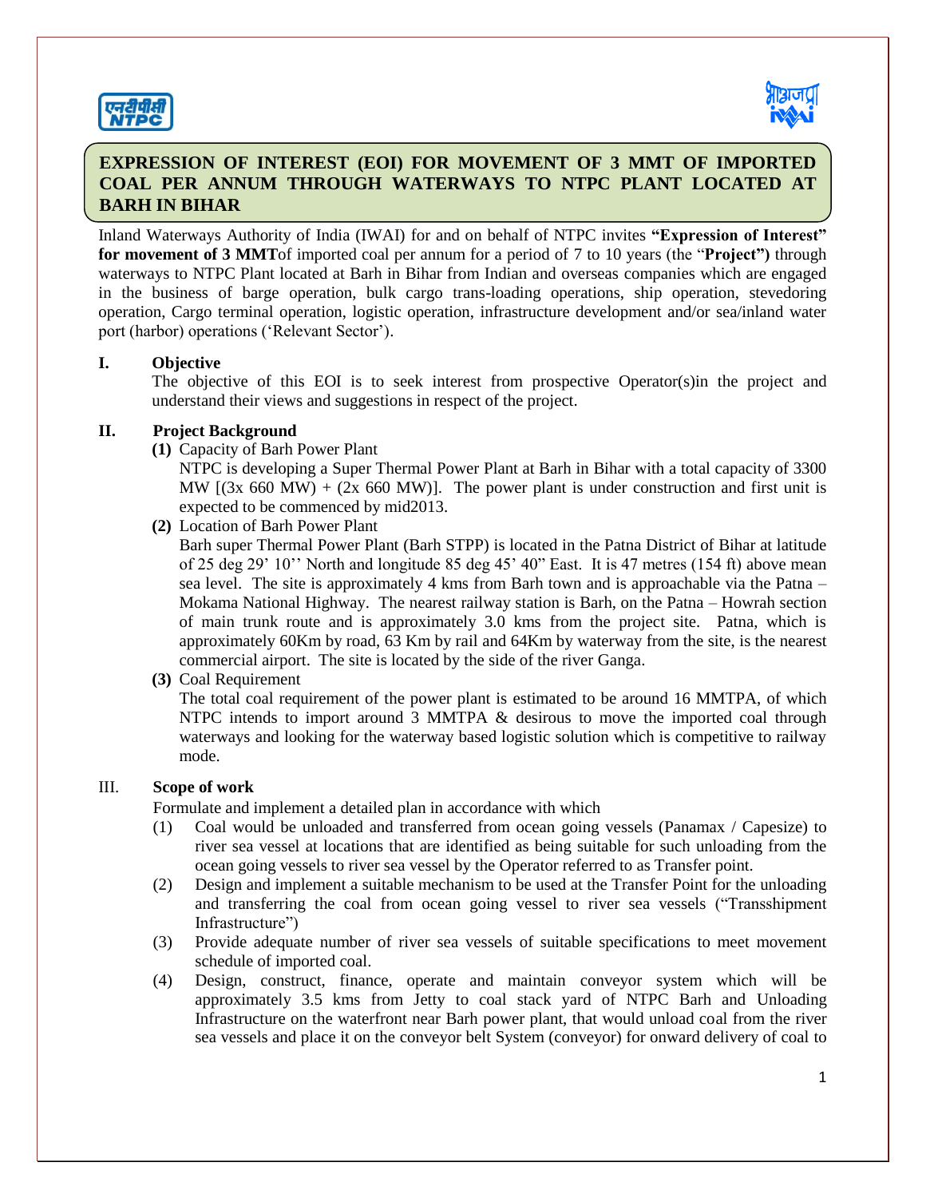# EXPRESSION OF INTEREST (EOI) FOR MOVEMENT OF 3 MMT OF IMPORTED COAL PER ANNUM THROUGH WATERWAYS TO NTPC PLANT LOCATED AT BARH IN BIHAR

Inland Waterways Authority of India (IWAI) for and on behalf of NTPC invites **"Expression of Interest" for movement of 3 MMT**of imported coal per annum for a period of 7 to 10 years (the "**Project")** through waterways to NTPC Plant located at Barh in Bihar from Indian and overseas companies which are engaged in the business of barge operation, bulk cargo trans-loading operations, ship operation, stevedoring operation, Cargo terminal operation, logistic operation, infrastructure development and/or sea/inland water port (harbor) operations ('Relevant Sector').

## I. Objective

The objective of this EOI is to seek interest from prospective Operator(s)in the project and understand their views and suggestions in respect of the project.

## II. Project Background

**(1)** Capacity of Barh Power Plant

NTPC is developing a Super Thermal Power Plant at Barh in Bihar with a total capacity of 3300 MW [(3x 660 MW) + (2x 660 MW)]. The power plant is under construction and first unit is expected to be commenced by mid2013.

**(2)** Location of Barh Power Plant

Barh super Thermal Power Plant (Barh STPP) is located in the Patna District of Bihar at latitude of 25 deg 29' 10'' North and longitude 85 deg 45' 40" East. It is 47 metres (154 ft) above mean sea level. The site is approximately 4 kms from Barh town and is approachable via the Patna – Mokama National Highway. The nearest railway station is Barh, on the Patna – Howrah section of main trunk route and is approximately 3.0 kms from the project site. Patna, which is approximately 60Km by road, 63 Km by rail and 64Km by waterway from the site, is the nearest commercial airport. The site is located by the side of the river Ganga.

**(3)** Coal Requirement

The total coal requirement of the power plant is estimated to be around 16 MMTPA, of which NTPC intends to import around 3 MMTPA & desirous to move the imported coal through waterways and looking for the waterway based logistic solution which is competitive to railway mode.

## III. Scope of work

Formulate and implement a detailed plan in accordance with which

(1) Coal would be unloaded and transferred from ocean going vessels (Panamax / Capesize) to river sea vessel at locations that are identified as being suitable for such unloading from the ocean going vessels to river sea vessel by the Operator referred to as Transfer point.

(2) Design and implement a suitable mechanism to be used at the Transfer Point for the unloading and transferring the coal from ocean going vessel to river sea vessels ("Transshipment Infrastructure")

(3) Provide adequate number of river sea vessels of suitable specifications to meet movement schedule of imported coal.

(4) Design, construct, finance, operate and maintain conveyor system which will be approximately 3.5 kms from Jetty to coal stack yard of NTPC Barh and Unloading Infrastructure on the waterfront near Barh power plant, that would unload coal from the river sea vessels and place it on the conveyor belt System (conveyor) for onward delivery of coal to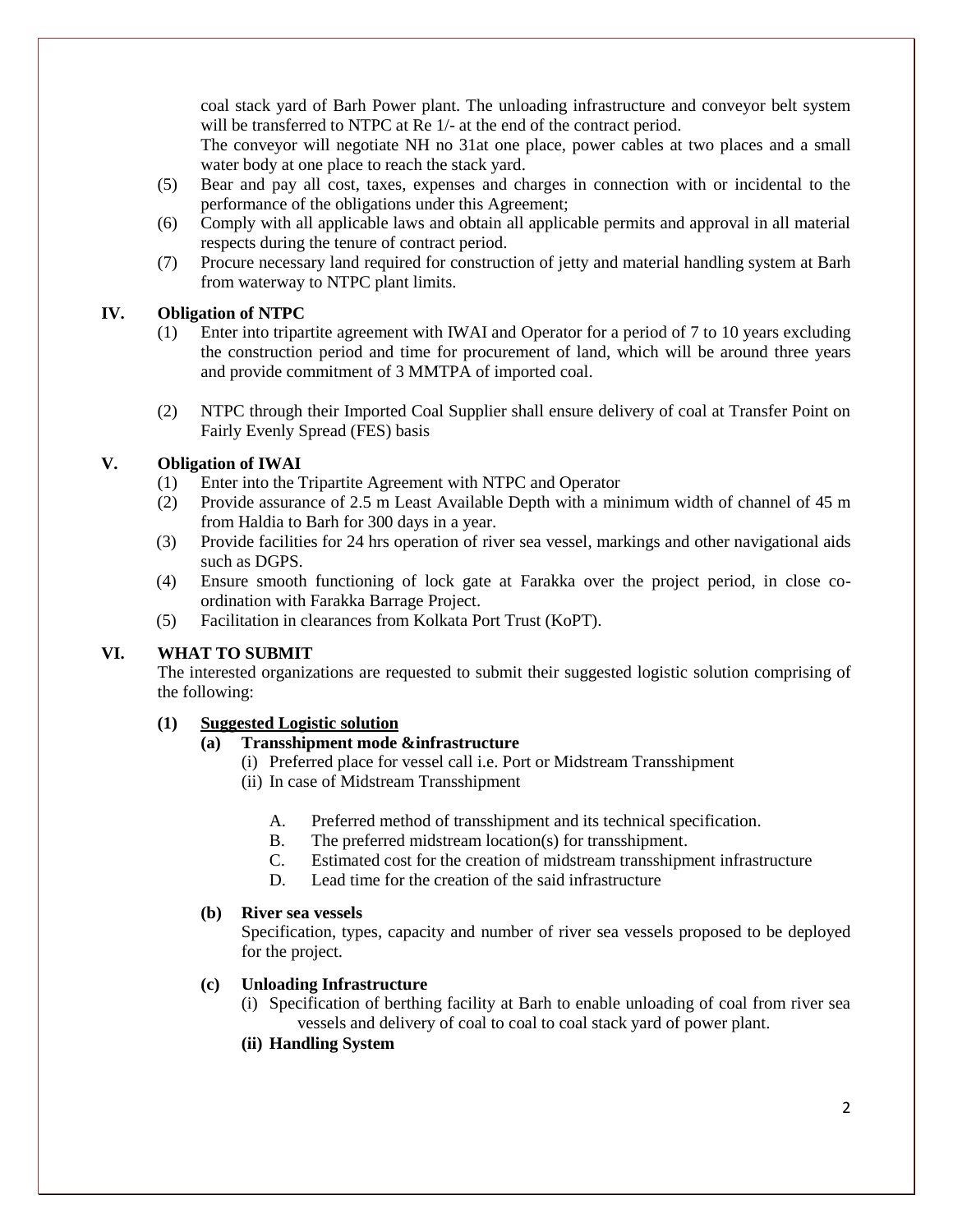coal stack yard of Barh Power plant. The unloading infrastructure and conveyor belt system will be transferred to NTPC at Re 1/- at the end of the contract period.

The conveyor will negotiate NH no 31at one place, power cables at two places and a small water body at one place to reach the stack yard.

(5) Bear and pay all cost, taxes, expenses and charges in connection with or incidental to the performance of the obligations under this Agreement;

(6) Comply with all applicable laws and obtain all applicable permits and approval in all material respects during the tenure of contract period.

(7) Procure necessary land required for construction of jetty and material handling system at Barh from waterway to NTPC plant limits.

## IV. Obligation of NTPC

(1) Enter into tripartite agreement with IWAI and Operator for a period of 7 to 10 years excluding the construction period and time for procurement of land, which will be around three years and provide commitment of 3 MMTPA of imported coal.

(2) NTPC through their Imported Coal Supplier shall ensure delivery of coal at Transfer Point on Fairly Evenly Spread (FES) basis

## V. Obligation of IWAI

(1) Enter into the Tripartite Agreement with NTPC and Operator

(2) Provide assurance of 2.5 m Least Available Depth with a minimum width of channel of 45 m from Haldia to Barh for 300 days in a year.

(3) Provide facilities for 24 hrs operation of river sea vessel, markings and other navigational aids such as DGPS.

(4) Ensure smooth functioning of lock gate at Farakka over the project period, in close co-ordination with Farakka Barrage Project.

(5) Facilitation in clearances from Kolkata Port Trust (KoPT).

## VI. WHAT TO SUBMIT

The interested organizations are requested to submit their suggested logistic solution comprising of the following:

### (1) Suggested Logistic solution

**(a) Transshipment mode &infrastructure**

(i) Preferred place for vessel call i.e. Port or Midstream Transshipment

(ii) In case of Midstream Transshipment

A. Preferred method of transshipment and its technical specification.

B. The preferred midstream location(s) for transshipment.

C. Estimated cost for the creation of midstream transshipment infrastructure

D. Lead time for the creation of the said infrastructure

**(b) River sea vessels**

Specification, types, capacity and number of river sea vessels proposed to be deployed for the project.

**(c) Unloading Infrastructure**

(i) Specification of berthing facility at Barh to enable unloading of coal from river sea vessels and delivery of coal to coal to coal stack yard of power plant.

**(ii) Handling System**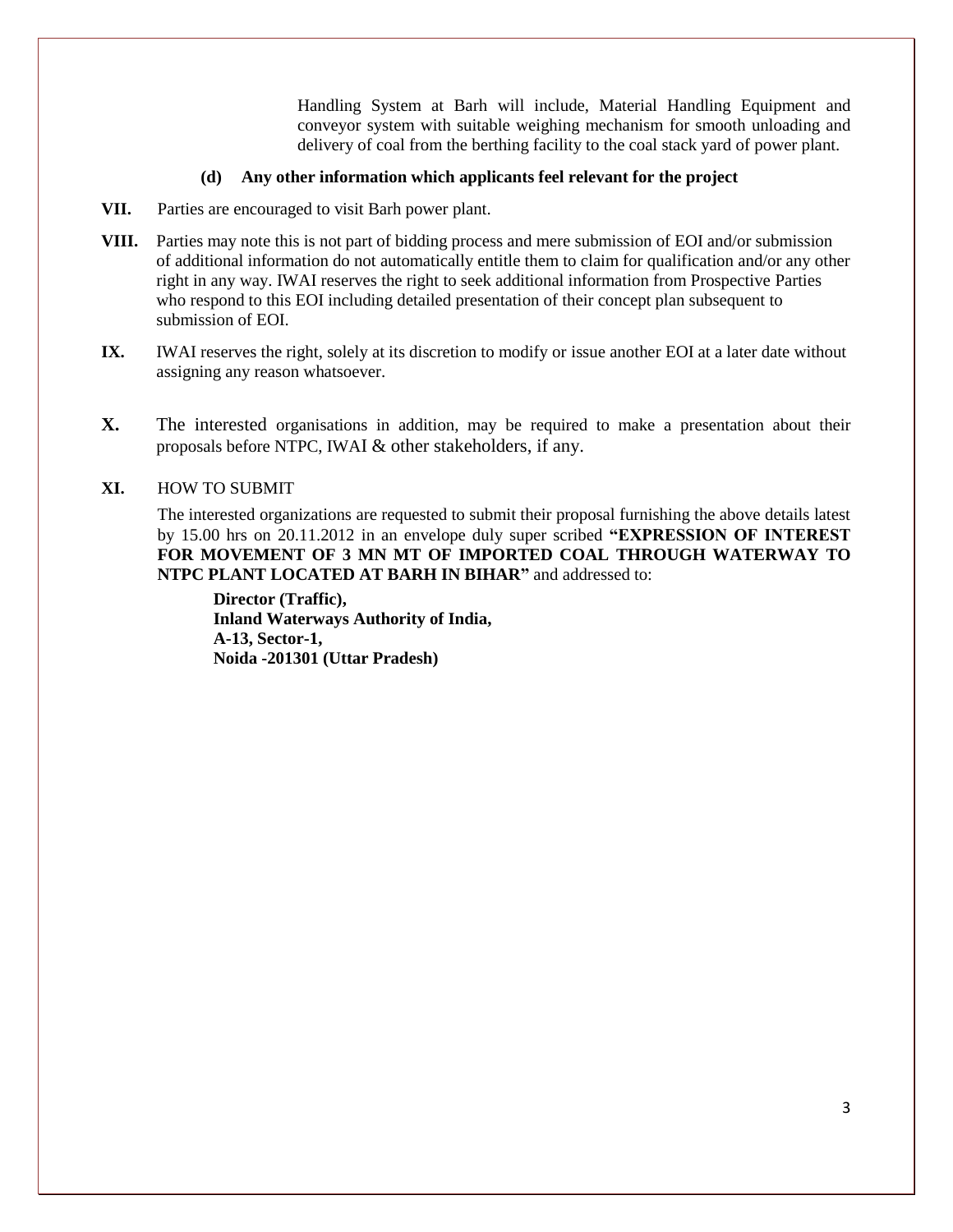Handling System at Barh will include, Material Handling Equipment and conveyor system with suitable weighing mechanism for smooth unloading and delivery of coal from the berthing facility to the coal stack yard of power plant.

**(d) Any other information which applicants feel relevant for the project**

**VII.** Parties are encouraged to visit Barh power plant.

**VIII.** Parties may note this is not part of bidding process and mere submission of EOI and/or submission of additional information do not automatically entitle them to claim for qualification and/or any other right in any way. IWAI reserves the right to seek additional information from Prospective Parties who respond to this EOI including detailed presentation of their concept plan subsequent to submission of EOI.

**IX.** IWAI reserves the right, solely at its discretion to modify or issue another EOI at a later date without assigning any reason whatsoever.

**X.** The interested organisations in addition, may be required to make a presentation about their proposals before NTPC, IWAI & other stakeholders, if any.

**XI.** HOW TO SUBMIT

The interested organizations are requested to submit their proposal furnishing the above details latest by 15.00 hrs on 20.11.2012 in an envelope duly super scribed **"EXPRESSION OF INTEREST FOR MOVEMENT OF 3 MN MT OF IMPORTED COAL THROUGH WATERWAY TO NTPC PLANT LOCATED AT BARH IN BIHAR"** and addressed to:

**Director (Traffic),**
**Inland Waterways Authority of India,**
**A-13, Sector-1,**
**Noida -201301 (Uttar Pradesh)**